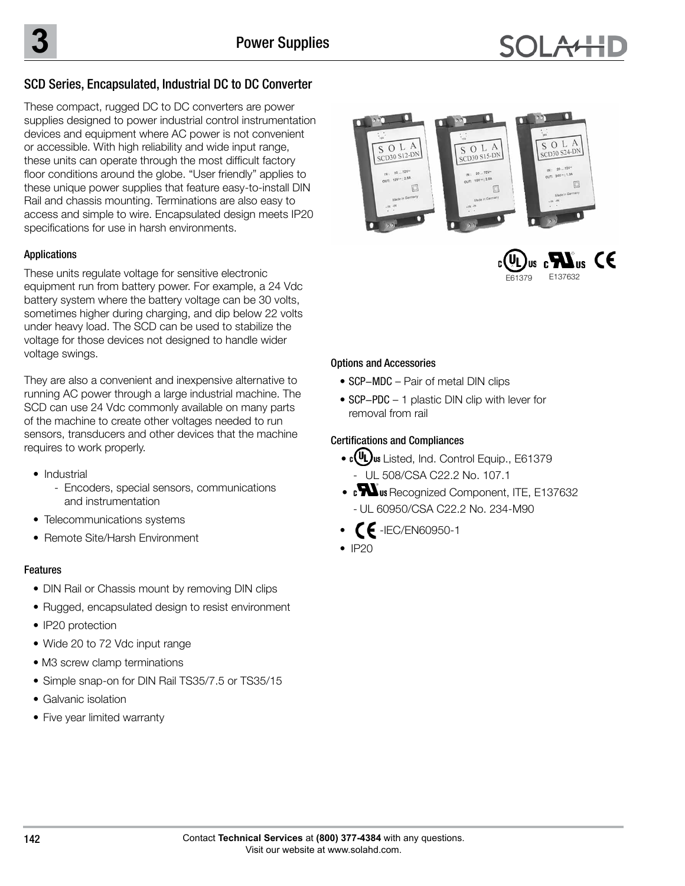## SCD Series, Encapsulated, Industrial DC to DC Converter

These compact, rugged DC to DC converters are power supplies designed to power industrial control instrumentation devices and equipment where AC power is not convenient or accessible. With high reliability and wide input range, these units can operate through the most difficult factory floor conditions around the globe. "User friendly" applies to these unique power supplies that feature easy-to-install DIN Rail and chassis mounting. Terminations are also easy to access and simple to wire. Encapsulated design meets IP20 specifications for use in harsh environments.

E61379 E137632

### Applications

These units regulate voltage for sensitive electronic equipment run from battery power. For example, a 24 Vdc battery system where the battery voltage can be 30 volts, sometimes higher during charging, and dip below 22 volts under heavy load. The SCD can be used to stabilize the voltage for those devices not designed to handle wider voltage swings.

They are also a convenient and inexpensive alternative to running AC power through a large industrial machine. The SCD can use 24 Vdc commonly available on many parts of the machine to create other voltages needed to run sensors, transducers and other devices that the machine requires to work properly.

- Industrial
  - Encoders, special sensors, communications and instrumentation
- Telecommunications systems
- Remote Site/Harsh Environment

### Features

- DIN Rail or Chassis mount by removing DIN clips
- Rugged, encapsulated design to resist environment
- IP20 protection
- Wide 20 to 72 Vdc input range
- M3 screw clamp terminations
- Simple snap-on for DIN Rail TS35/7.5 or TS35/15
- Galvanic isolation
- Five year limited warranty

### Options and Accessories

- SCP–MDC – Pair of metal DIN clips
- SCP–PDC – 1 plastic DIN clip with lever for removal from rail

### Certifications and Compliances

- cULus Listed, Ind. Control Equip., E61379
  - UL 508/CSA C22.2 No. 107.1
- cURus Recognized Component, ITE, E137632
  - UL 60950/CSA C22.2 No. 234-M90
- CE -IEC/EN60950-1
- IP20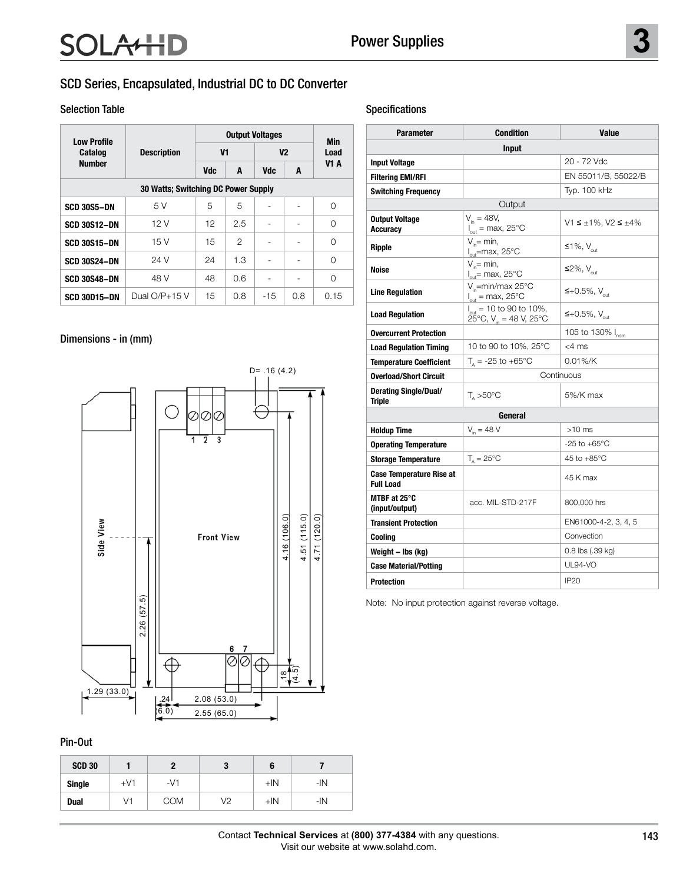## SCD Series, Encapsulated, Industrial DC to DC Converter

### Selection Table

| Low Profile Catalog Number | Description | Output Voltages | | | | Min Load V1 A |
|---|---|---|---|---|---|---|
| | | V1 | | V2 | | |
| | | Vdc | A | Vdc | A | |
| **30 Watts; Switching DC Power Supply** | | | | | | |
| **SCD 30S5–DN** | 5 V | 5 | 5 | - | - | 0 |
| **SCD 30S12–DN** | 12 V | 12 | 2.5 | - | - | 0 |
| **SCD 30S15–DN** | 15 V | 15 | 2 | - | - | 0 |
| **SCD 30S24–DN** | 24 V | 24 | 1.3 | - | - | 0 |
| **SCD 30S48–DN** | 48 V | 48 | 0.6 | - | - | 0 |
| **SCD 30D15–DN** | Dual O/P+15 V | 15 | 0.8 | -15 | 0.8 | 0.15 |

### Dimensions - in (mm)

D= .16 (4.2)

Side View

Front View

1 2 3

6 7

4.16 (106.0)
4.51 (115.0)
4.71 (120.0)
2.26 (57.5)
.18 (4.5)
1.29 (33.0)
.24 (6.0)
2.08 (53.0)
2.55 (65.0)

### Pin-Out

| SCD 30 | 1 | 2 | 3 | 6 | 7 |
|---|---|---|---|---|---|
| **Single** | +V1 | -V1 | | +IN | -IN |
| **Dual** | V1 | COM | V2 | +IN | -IN |

### Specifications

| Parameter | Condition | Value |
|---|---|---|
| **Input** | | |
| **Input Voltage** | | 20 - 72 Vdc |
| **Filtering EMI/RFI** | | EN 55011/B, 55022/B |
| **Switching Frequency** | | Typ. 100 kHz |
| Output | | |
| **Output Voltage Accuracy** | $V_{in}$ = 48V, $I_{out}$ = max, 25°C | V1 ≤ ±1%, V2 ≤ ±4% |
| **Ripple** | $V_{in}$= min, $I_{out}$=max, 25°C | ≤1%, $V_{out}$ |
| **Noise** | $V_{in}$= min, $I_{out}$= max, 25°C | ≤2%, $V_{out}$ |
| **Line Regulation** | $V_{in}$=min/max 25°C $I_{out}$ = max, 25°C | ≤+0.5%, $V_{out}$ |
| **Load Regulation** | $I_{out}$ = 10 to 90 to 10%, 25°C, $V_{in}$ = 48 V, 25°C | ≤+0.5%, $V_{out}$ |
| **Overcurrent Protection** | | 105 to 130% $I_{nom}$ |
| **Load Regulation Timing** | 10 to 90 to 10%, 25°C | <4 ms |
| **Temperature Coefficient** | $T_A$ = -25 to +65°C | 0.01%/K |
| **Overload/Short Circuit** | Continuous | |
| **Derating Single/Dual/ Triple** | $T_A$ >50°C | 5%/K max |
| **General** | | |
| **Holdup Time** | $V_{in}$ = 48 V | >10 ms |
| **Operating Temperature** | | -25 to +65°C |
| **Storage Temperature** | $T_A$ = 25°C | 45 to +85°C |
| **Case Temperature Rise at Full Load** | | 45 K max |
| **MTBF at 25°C (input/output)** | acc. MIL-STD-217F | 800,000 hrs |
| **Transient Protection** | | EN61000-4-2, 3, 4, 5 |
| **Cooling** | | Convection |
| **Weight – lbs (kg)** | | 0.8 lbs (.39 kg) |
| **Case Material/Potting** | | UL94-VO |
| **Protection** | | IP20 |

Note: No input protection against reverse voltage.

Contact **Technical Services** at **(800) 377-4384** with any questions.
Visit our website at www.solahd.com.